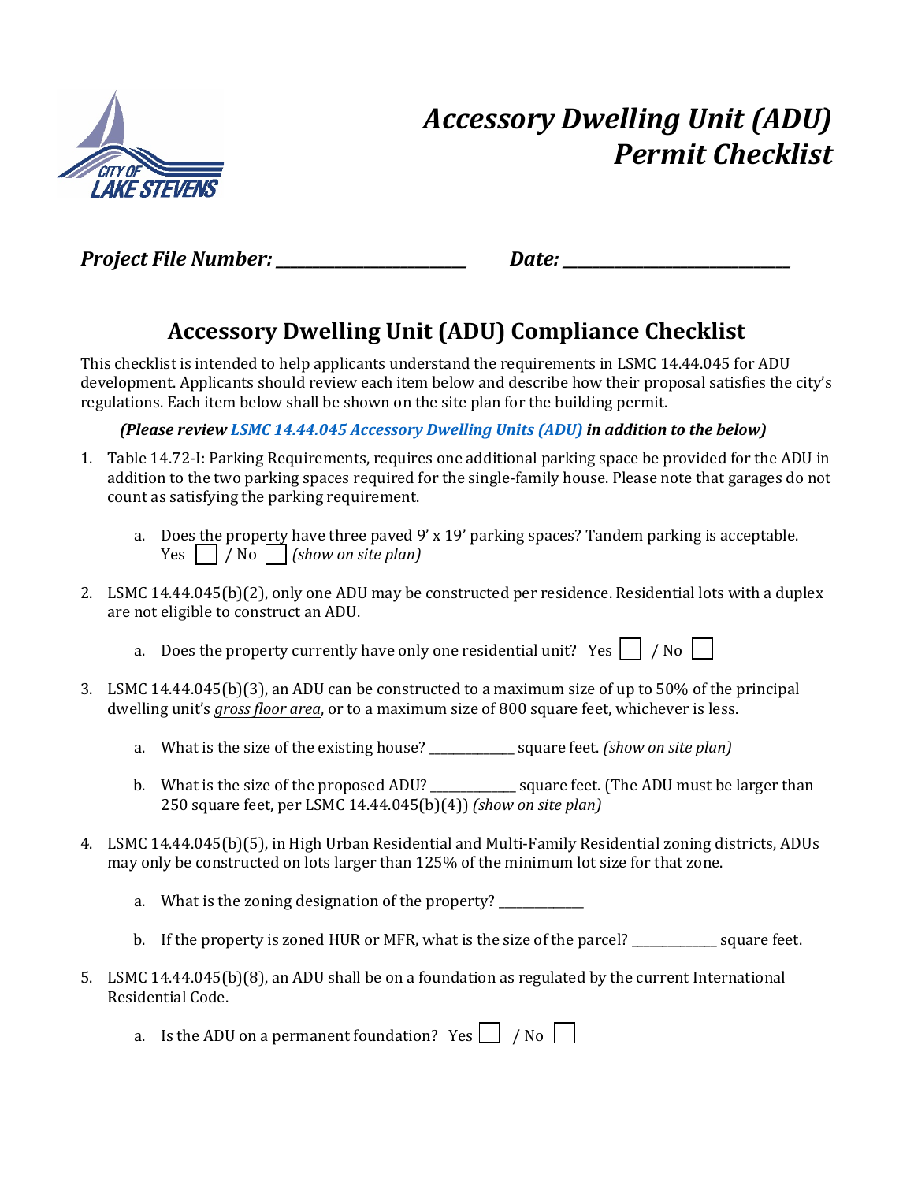# *Accessory Dwelling Unit (ADU) Permit Checklist*

***Project File Number: ________________________*** ***Date: ____________________________***

## Accessory Dwelling Unit (ADU) Compliance Checklist

This checklist is intended to help applicants understand the requirements in LSMC 14.44.045 for ADU development. Applicants should review each item below and describe how their proposal satisfies the city's regulations. Each item below shall be shown on the site plan for the building permit.

***(Please review [LSMC 14.44.045 Accessory Dwelling Units (ADU)]() in addition to the below)***

1. Table 14.72-I: Parking Requirements, requires one additional parking space be provided for the ADU in addition to the two parking spaces required for the single-family house. Please note that garages do not count as satisfying the parking requirement.

   a. Does the property have three paved 9' x 19' parking spaces? Tandem parking is acceptable. Yes ☐ / No ☐ *(show on site plan)*

2. LSMC 14.44.045(b)(2), only one ADU may be constructed per residence. Residential lots with a duplex are not eligible to construct an ADU.

   a. Does the property currently have only one residential unit? Yes ☐ / No ☐

3. LSMC 14.44.045(b)(3), an ADU can be constructed to a maximum size of up to 50% of the principal dwelling unit's *gross floor area*, or to a maximum size of 800 square feet, whichever is less.

   a. What is the size of the existing house? _____________ square feet. *(show on site plan)*

   b. What is the size of the proposed ADU? _____________ square feet. (The ADU must be larger than 250 square feet, per LSMC 14.44.045(b)(4)) *(show on site plan)*

4. LSMC 14.44.045(b)(5), in High Urban Residential and Multi-Family Residential zoning districts, ADUs may only be constructed on lots larger than 125% of the minimum lot size for that zone.

   a. What is the zoning designation of the property? _____________

   b. If the property is zoned HUR or MFR, what is the size of the parcel? _____________ square feet.

5. LSMC 14.44.045(b)(8), an ADU shall be on a foundation as regulated by the current International Residential Code.

   a. Is the ADU on a permanent foundation? Yes ☐ / No ☐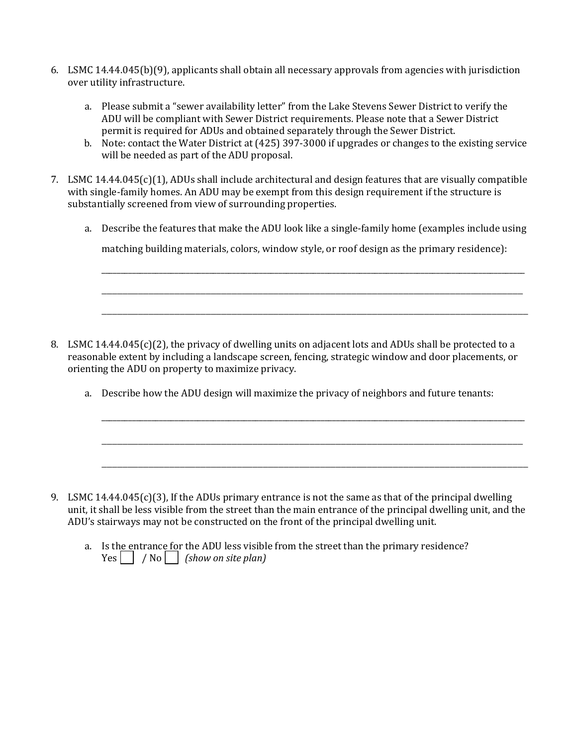6. LSMC 14.44.045(b)(9), applicants shall obtain all necessary approvals from agencies with jurisdiction over utility infrastructure.

    a. Please submit a "sewer availability letter" from the Lake Stevens Sewer District to verify the ADU will be compliant with Sewer District requirements. Please note that a Sewer District permit is required for ADUs and obtained separately through the Sewer District.
    b. Note: contact the Water District at (425) 397-3000 if upgrades or changes to the existing service will be needed as part of the ADU proposal.

7. LSMC 14.44.045(c)(1), ADUs shall include architectural and design features that are visually compatible with single-family homes. An ADU may be exempt from this design requirement if the structure is substantially screened from view of surrounding properties.

    a. Describe the features that make the ADU look like a single-family home (examples include using matching building materials, colors, window style, or roof design as the primary residence):

    ______________________________________________________________________________

    ______________________________________________________________________________

    ______________________________________________________________________________

8. LSMC 14.44.045(c)(2), the privacy of dwelling units on adjacent lots and ADUs shall be protected to a reasonable extent by including a landscape screen, fencing, strategic window and door placements, or orienting the ADU on property to maximize privacy.

    a. Describe how the ADU design will maximize the privacy of neighbors and future tenants:

    ______________________________________________________________________________

    ______________________________________________________________________________

    ______________________________________________________________________________

9. LSMC 14.44.045(c)(3), If the ADUs primary entrance is not the same as that of the principal dwelling unit, it shall be less visible from the street than the main entrance of the principal dwelling unit, and the ADU's stairways may not be constructed on the front of the principal dwelling unit.

    a. Is the entrance for the ADU less visible from the street than the primary residence?
    Yes ☐ / No ☐ *(show on site plan)*